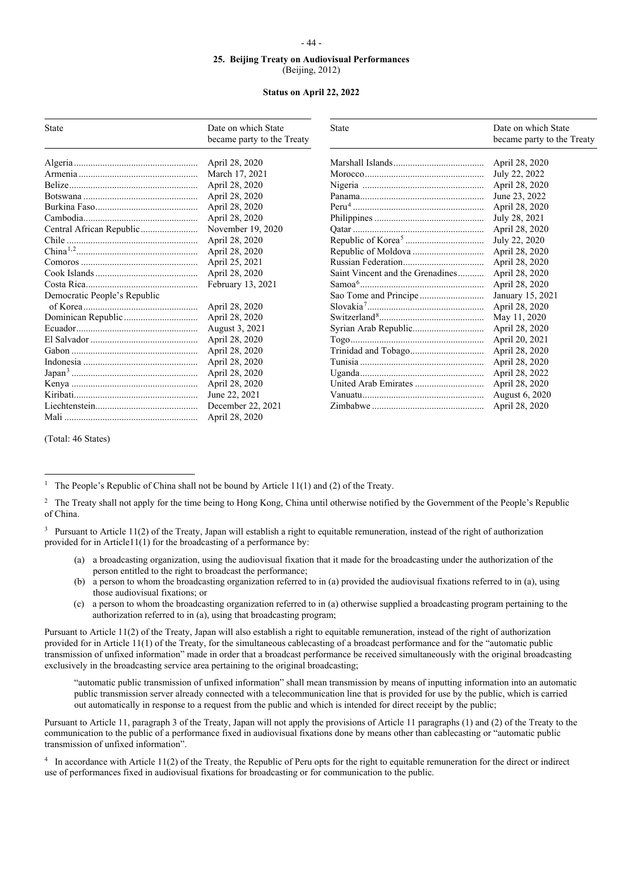### 25. Beijing Treaty on Audiovisual Performances

(Beijing, 2012)

**Status on April 22, 2022**

| State | Date on which State became party to the Treaty | State | Date on which State became party to the Treaty |
|---|---|---|---|
| Algeria | April 28, 2020 | Marshall Islands | April 28, 2020 |
| Armenia | March 17, 2021 | Morocco | July 22, 2022 |
| Belize | April 28, 2020 | Nigeria | April 28, 2020 |
| Botswana | April 28, 2020 | Panama | June 23, 2022 |
| Burkina Faso | April 28, 2020 | Peru[4] | April 28, 2020 |
| Cambodia | April 28, 2020 | Philippines | July 28, 2021 |
| Central African Republic | November 19, 2020 | Qatar | April 28, 2020 |
| Chile | April 28, 2020 | Republic of Korea[5] | July 22, 2020 |
| China[1,2] | April 28, 2020 | Republic of Moldova | April 28, 2020 |
| Comoros | April 25, 2021 | Russian Federation | April 28, 2020 |
| Cook Islands | April 28, 2020 | Saint Vincent and the Grenadines | April 28, 2020 |
| Costa Rica | February 13, 2021 | Samoa[6] | April 28, 2020 |
| Democratic People's Republic of Korea | April 28, 2020 | Sao Tome and Principe | January 15, 2021 |
| Dominican Republic | April 28, 2020 | Slovakia[7] | April 28, 2020 |
| Ecuador | August 3, 2021 | Switzerland[8] | May 11, 2020 |
| El Salvador | April 28, 2020 | Syrian Arab Republic | April 28, 2020 |
| Gabon | April 28, 2020 | Togo | April 20, 2021 |
| Indonesia | April 28, 2020 | Trinidad and Tobago | April 28, 2020 |
| Japan[3] | April 28, 2020 | Tunisia | April 28, 2020 |
| Kenya | April 28, 2020 | Uganda | April 28, 2022 |
| Kiribati | June 22, 2021 | United Arab Emirates | April 28, 2020 |
| Liechtenstein | December 22, 2021 | Vanuatu | August 6, 2020 |
| Mali | April 28, 2020 | Zimbabwe | April 28, 2020 |

(Total: 46 States)

---

[1] The People's Republic of China shall not be bound by Article 11(1) and (2) of the Treaty.

[2] The Treaty shall not apply for the time being to Hong Kong, China until otherwise notified by the Government of the People's Republic of China.

[3] Pursuant to Article 11(2) of the Treaty, Japan will establish a right to equitable remuneration, instead of the right of authorization provided for in Article11(1) for the broadcasting of a performance by:

(a) a broadcasting organization, using the audiovisual fixation that it made for the broadcasting under the authorization of the person entitled to the right to broadcast the performance;

(b) a person to whom the broadcasting organization referred to in (a) provided the audiovisual fixations referred to in (a), using those audiovisual fixations; or

(c) a person to whom the broadcasting organization referred to in (a) otherwise supplied a broadcasting program pertaining to the authorization referred to in (a), using that broadcasting program;

Pursuant to Article 11(2) of the Treaty, Japan will also establish a right to equitable remuneration, instead of the right of authorization provided for in Article 11(1) of the Treaty, for the simultaneous cablecasting of a broadcast performance and for the "automatic public transmission of unfixed information" made in order that a broadcast performance be received simultaneously with the original broadcasting exclusively in the broadcasting service area pertaining to the original broadcasting;

"automatic public transmission of unfixed information" shall mean transmission by means of inputting information into an automatic public transmission server already connected with a telecommunication line that is provided for use by the public, which is carried out automatically in response to a request from the public and which is intended for direct receipt by the public;

Pursuant to Article 11, paragraph 3 of the Treaty, Japan will not apply the provisions of Article 11 paragraphs (1) and (2) of the Treaty to the communication to the public of a performance fixed in audiovisual fixations done by means other than cablecasting or "automatic public transmission of unfixed information".

[4] In accordance with Article 11(2) of the Treaty, the Republic of Peru opts for the right to equitable remuneration for the direct or indirect use of performances fixed in audiovisual fixations for broadcasting or for communication to the public.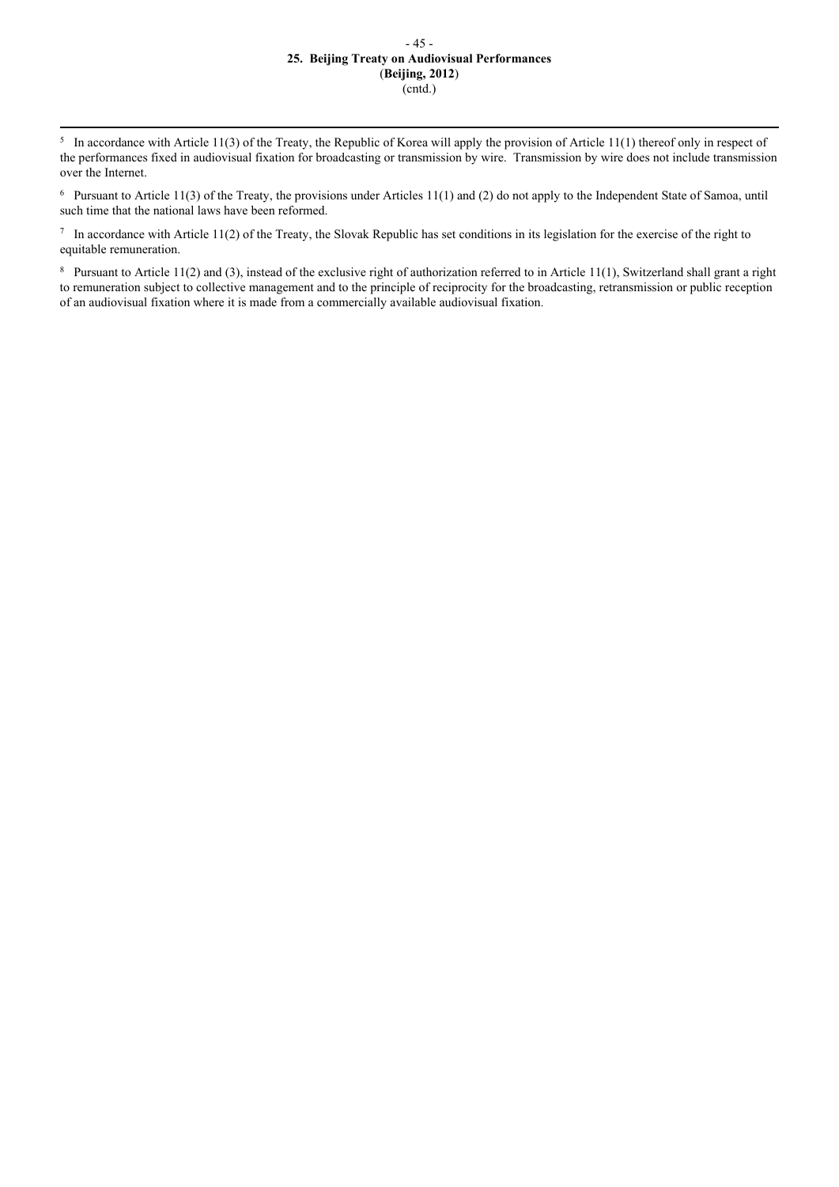[5] In accordance with Article 11(3) of the Treaty, the Republic of Korea will apply the provision of Article 11(1) thereof only in respect of the performances fixed in audiovisual fixation for broadcasting or transmission by wire. Transmission by wire does not include transmission over the Internet.

[6] Pursuant to Article 11(3) of the Treaty, the provisions under Articles 11(1) and (2) do not apply to the Independent State of Samoa, until such time that the national laws have been reformed.

[7] In accordance with Article 11(2) of the Treaty, the Slovak Republic has set conditions in its legislation for the exercise of the right to equitable remuneration.

[8] Pursuant to Article 11(2) and (3), instead of the exclusive right of authorization referred to in Article 11(1), Switzerland shall grant a right to remuneration subject to collective management and to the principle of reciprocity for the broadcasting, retransmission or public reception of an audiovisual fixation where it is made from a commercially available audiovisual fixation.